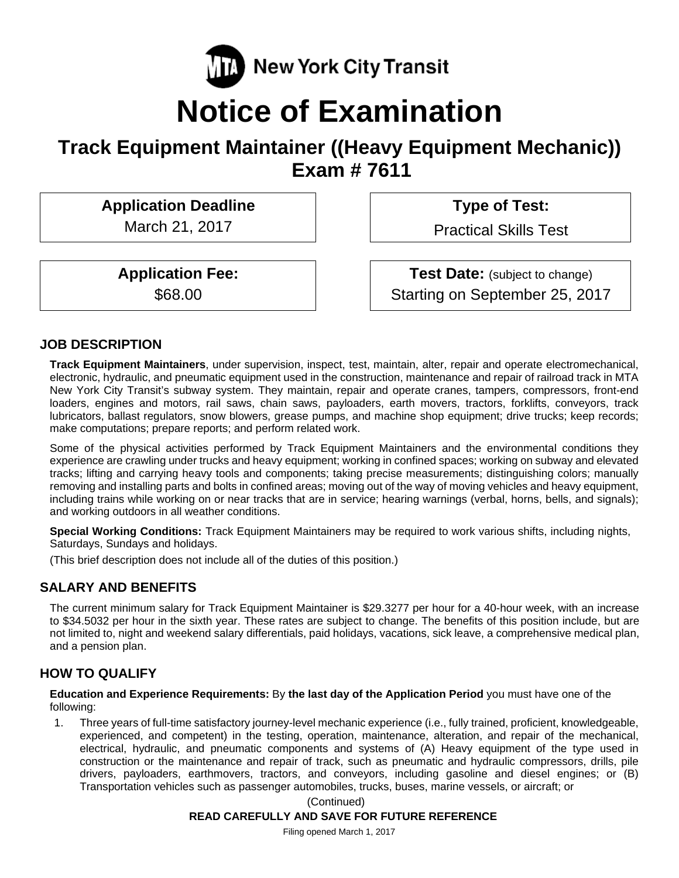MTA New York City Transit

# Notice of Examination

## Track Equipment Maintainer ((Heavy Equipment Mechanic))
## Exam # 7611

| Application Deadline | Type of Test: |
|---|---|
| March 21, 2017 | Practical Skills Test |

| Application Fee: | Test Date: (subject to change) |
|---|---|
| $68.00 | Starting on September 25, 2017 |

## JOB DESCRIPTION

**Track Equipment Maintainers**, under supervision, inspect, test, maintain, alter, repair and operate electromechanical, electronic, hydraulic, and pneumatic equipment used in the construction, maintenance and repair of railroad track in MTA New York City Transit's subway system. They maintain, repair and operate cranes, tampers, compressors, front-end loaders, engines and motors, rail saws, chain saws, payloaders, earth movers, tractors, forklifts, conveyors, track lubricators, ballast regulators, snow blowers, grease pumps, and machine shop equipment; drive trucks; keep records; make computations; prepare reports; and perform related work.

Some of the physical activities performed by Track Equipment Maintainers and the environmental conditions they experience are crawling under trucks and heavy equipment; working in confined spaces; working on subway and elevated tracks; lifting and carrying heavy tools and components; taking precise measurements; distinguishing colors; manually removing and installing parts and bolts in confined areas; moving out of the way of moving vehicles and heavy equipment, including trains while working on or near tracks that are in service; hearing warnings (verbal, horns, bells, and signals); and working outdoors in all weather conditions.

**Special Working Conditions:** Track Equipment Maintainers may be required to work various shifts, including nights, Saturdays, Sundays and holidays.

(This brief description does not include all of the duties of this position.)

## SALARY AND BENEFITS

The current minimum salary for Track Equipment Maintainer is $29.3277 per hour for a 40-hour week, with an increase to $34.5032 per hour in the sixth year. These rates are subject to change. The benefits of this position include, but are not limited to, night and weekend salary differentials, paid holidays, vacations, sick leave, a comprehensive medical plan, and a pension plan.

## HOW TO QUALIFY

**Education and Experience Requirements:** By **the last day of the Application Period** you must have one of the following:

1. Three years of full-time satisfactory journey-level mechanic experience (i.e., fully trained, proficient, knowledgeable, experienced, and competent) in the testing, operation, maintenance, alteration, and repair of the mechanical, electrical, hydraulic, and pneumatic components and systems of (A) Heavy equipment of the type used in construction or the maintenance and repair of track, such as pneumatic and hydraulic compressors, drills, pile drivers, payloaders, earthmovers, tractors, and conveyors, including gasoline and diesel engines; or (B) Transportation vehicles such as passenger automobiles, trucks, buses, marine vessels, or aircraft; or

(Continued)

**READ CAREFULLY AND SAVE FOR FUTURE REFERENCE**

Filing opened March 1, 2017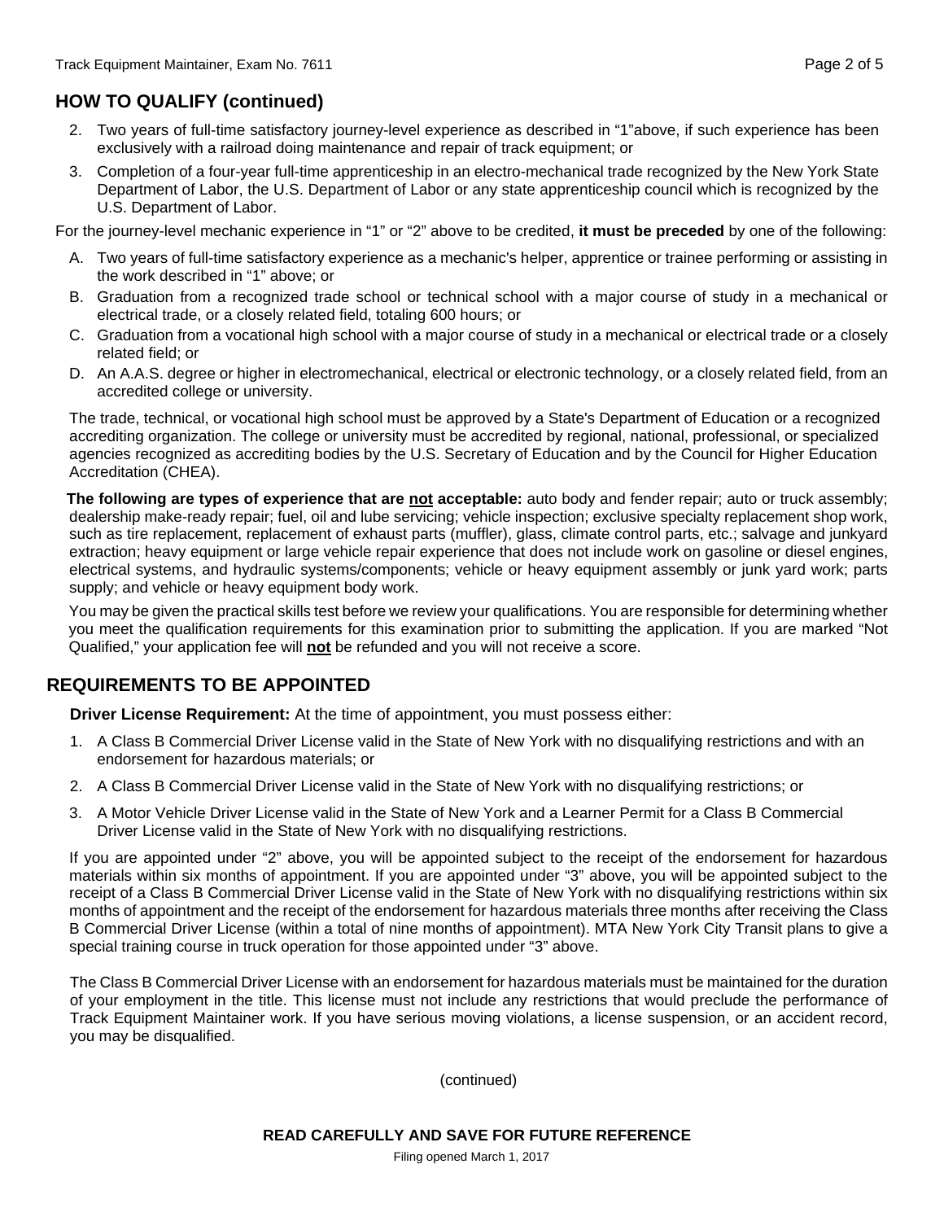## HOW TO QUALIFY (continued)

2. Two years of full-time satisfactory journey-level experience as described in "1"above, if such experience has been exclusively with a railroad doing maintenance and repair of track equipment; or
3. Completion of a four-year full-time apprenticeship in an electro-mechanical trade recognized by the New York State Department of Labor, the U.S. Department of Labor or any state apprenticeship council which is recognized by the U.S. Department of Labor.

For the journey-level mechanic experience in "1" or "2" above to be credited, **it must be preceded** by one of the following:

A. Two years of full-time satisfactory experience as a mechanic's helper, apprentice or trainee performing or assisting in the work described in "1" above; or
B. Graduation from a recognized trade school or technical school with a major course of study in a mechanical or electrical trade, or a closely related field, totaling 600 hours; or
C. Graduation from a vocational high school with a major course of study in a mechanical or electrical trade or a closely related field; or
D. An A.A.S. degree or higher in electromechanical, electrical or electronic technology, or a closely related field, from an accredited college or university.

The trade, technical, or vocational high school must be approved by a State's Department of Education or a recognized accrediting organization. The college or university must be accredited by regional, national, professional, or specialized agencies recognized as accrediting bodies by the U.S. Secretary of Education and by the Council for Higher Education Accreditation (CHEA).

**The following are types of experience that are <u>not</u> acceptable:** auto body and fender repair; auto or truck assembly; dealership make-ready repair; fuel, oil and lube servicing; vehicle inspection; exclusive specialty replacement shop work, such as tire replacement, replacement of exhaust parts (muffler), glass, climate control parts, etc.; salvage and junkyard extraction; heavy equipment or large vehicle repair experience that does not include work on gasoline or diesel engines, electrical systems, and hydraulic systems/components; vehicle or heavy equipment assembly or junk yard work; parts supply; and vehicle or heavy equipment body work.

You may be given the practical skills test before we review your qualifications. You are responsible for determining whether you meet the qualification requirements for this examination prior to submitting the application. If you are marked "Not Qualified," your application fee will **<u>not</u>** be refunded and you will not receive a score.

## REQUIREMENTS TO BE APPOINTED

**Driver License Requirement:** At the time of appointment, you must possess either:

1. A Class B Commercial Driver License valid in the State of New York with no disqualifying restrictions and with an endorsement for hazardous materials; or
2. A Class B Commercial Driver License valid in the State of New York with no disqualifying restrictions; or
3. A Motor Vehicle Driver License valid in the State of New York and a Learner Permit for a Class B Commercial Driver License valid in the State of New York with no disqualifying restrictions.

If you are appointed under "2" above, you will be appointed subject to the receipt of the endorsement for hazardous materials within six months of appointment. If you are appointed under "3" above, you will be appointed subject to the receipt of a Class B Commercial Driver License valid in the State of New York with no disqualifying restrictions within six months of appointment and the receipt of the endorsement for hazardous materials three months after receiving the Class B Commercial Driver License (within a total of nine months of appointment). MTA New York City Transit plans to give a special training course in truck operation for those appointed under "3" above.

The Class B Commercial Driver License with an endorsement for hazardous materials must be maintained for the duration of your employment in the title. This license must not include any restrictions that would preclude the performance of Track Equipment Maintainer work. If you have serious moving violations, a license suspension, or an accident record, you may be disqualified.

(continued)

**READ CAREFULLY AND SAVE FOR FUTURE REFERENCE**

Filing opened March 1, 2017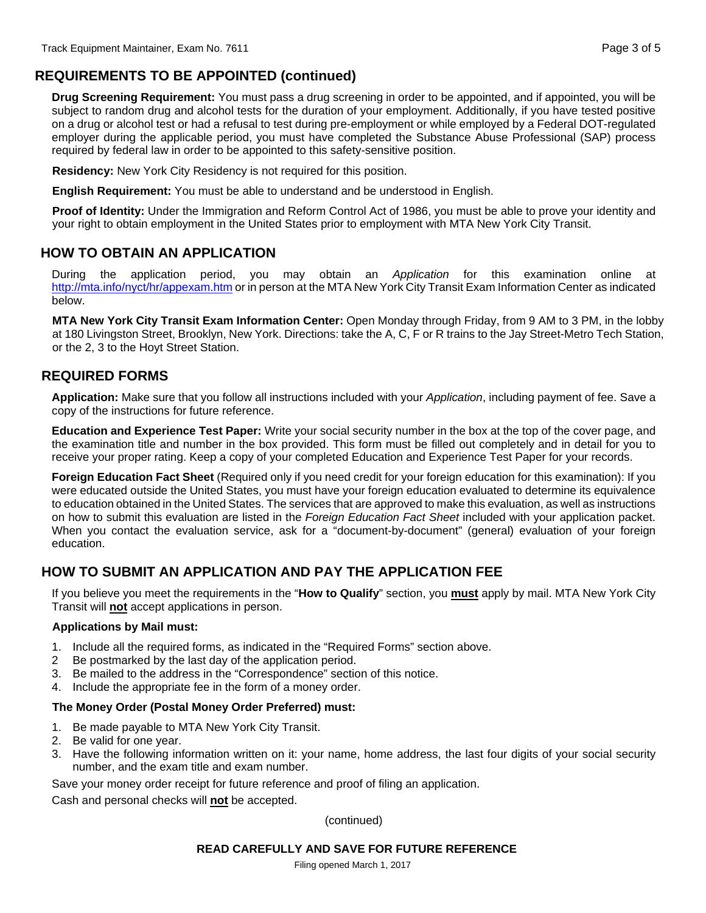## REQUIREMENTS TO BE APPOINTED (continued)

**Drug Screening Requirement:** You must pass a drug screening in order to be appointed, and if appointed, you will be subject to random drug and alcohol tests for the duration of your employment. Additionally, if you have tested positive on a drug or alcohol test or had a refusal to test during pre-employment or while employed by a Federal DOT-regulated employer during the applicable period, you must have completed the Substance Abuse Professional (SAP) process required by federal law in order to be appointed to this safety-sensitive position.

**Residency:** New York City Residency is not required for this position.

**English Requirement:** You must be able to understand and be understood in English.

**Proof of Identity:** Under the Immigration and Reform Control Act of 1986, you must be able to prove your identity and your right to obtain employment in the United States prior to employment with MTA New York City Transit.

## HOW TO OBTAIN AN APPLICATION

During the application period, you may obtain an *Application* for this examination online at http://mta.info/nyct/hr/appexam.htm or in person at the MTA New York City Transit Exam Information Center as indicated below.

**MTA New York City Transit Exam Information Center:** Open Monday through Friday, from 9 AM to 3 PM, in the lobby at 180 Livingston Street, Brooklyn, New York. Directions: take the A, C, F or R trains to the Jay Street-Metro Tech Station, or the 2, 3 to the Hoyt Street Station.

## REQUIRED FORMS

**Application:** Make sure that you follow all instructions included with your *Application*, including payment of fee. Save a copy of the instructions for future reference.

**Education and Experience Test Paper:** Write your social security number in the box at the top of the cover page, and the examination title and number in the box provided. This form must be filled out completely and in detail for you to receive your proper rating. Keep a copy of your completed Education and Experience Test Paper for your records.

**Foreign Education Fact Sheet** (Required only if you need credit for your foreign education for this examination): If you were educated outside the United States, you must have your foreign education evaluated to determine its equivalence to education obtained in the United States. The services that are approved to make this evaluation, as well as instructions on how to submit this evaluation are listed in the *Foreign Education Fact Sheet* included with your application packet. When you contact the evaluation service, ask for a "document-by-document" (general) evaluation of your foreign education.

## HOW TO SUBMIT AN APPLICATION AND PAY THE APPLICATION FEE

If you believe you meet the requirements in the "**How to Qualify**" section, you **must** apply by mail. MTA New York City Transit will **not** accept applications in person.

**Applications by Mail must:**

1. Include all the required forms, as indicated in the "Required Forms" section above.
2. Be postmarked by the last day of the application period.
3. Be mailed to the address in the "Correspondence" section of this notice.
4. Include the appropriate fee in the form of a money order.

**The Money Order (Postal Money Order Preferred) must:**

1. Be made payable to MTA New York City Transit.
2. Be valid for one year.
3. Have the following information written on it: your name, home address, the last four digits of your social security number, and the exam title and exam number.

Save your money order receipt for future reference and proof of filing an application.

Cash and personal checks will **not** be accepted.

(continued)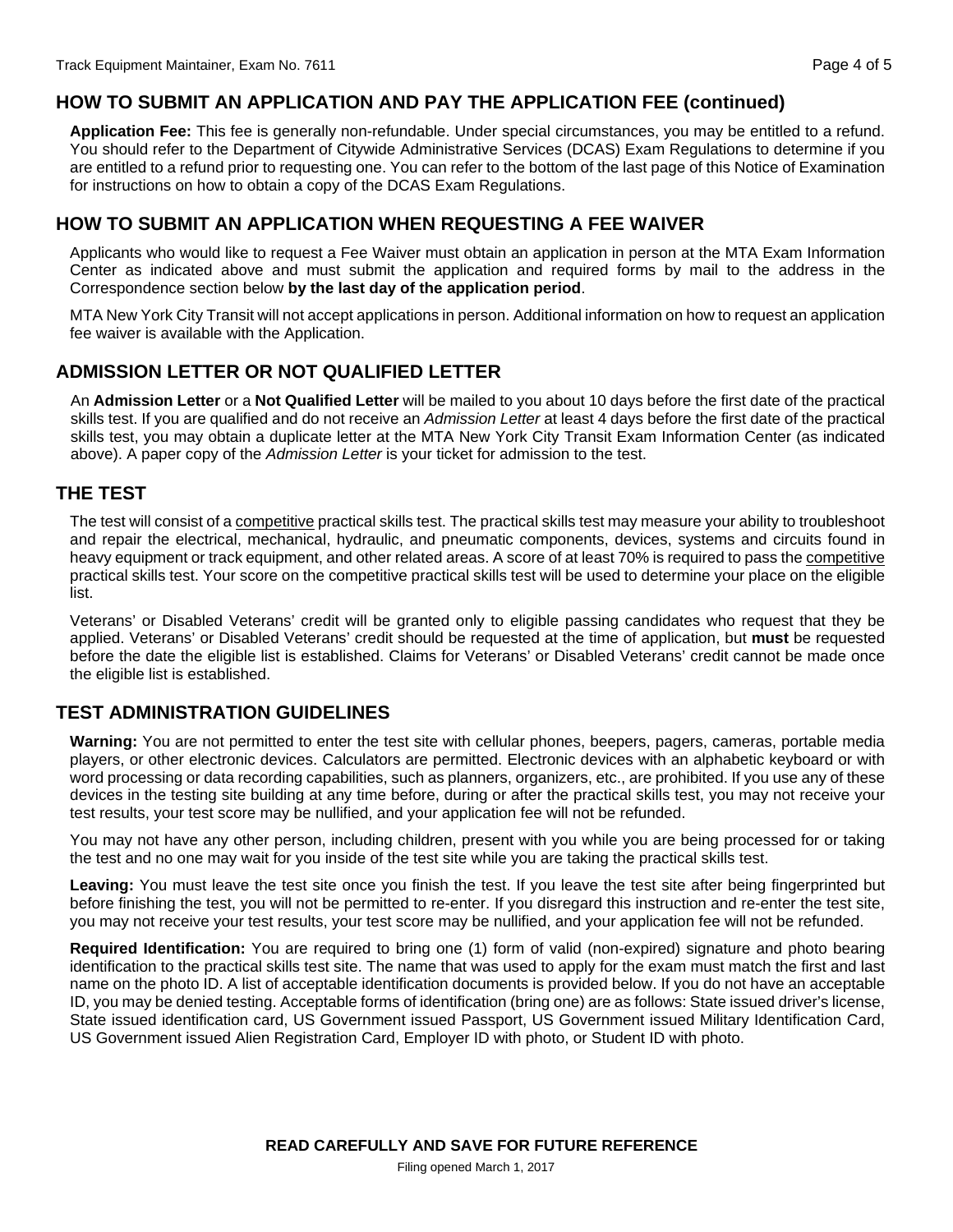## HOW TO SUBMIT AN APPLICATION AND PAY THE APPLICATION FEE (continued)

**Application Fee:** This fee is generally non-refundable. Under special circumstances, you may be entitled to a refund. You should refer to the Department of Citywide Administrative Services (DCAS) Exam Regulations to determine if you are entitled to a refund prior to requesting one. You can refer to the bottom of the last page of this Notice of Examination for instructions on how to obtain a copy of the DCAS Exam Regulations.

## HOW TO SUBMIT AN APPLICATION WHEN REQUESTING A FEE WAIVER

Applicants who would like to request a Fee Waiver must obtain an application in person at the MTA Exam Information Center as indicated above and must submit the application and required forms by mail to the address in the Correspondence section below **by the last day of the application period**.

MTA New York City Transit will not accept applications in person. Additional information on how to request an application fee waiver is available with the Application.

## ADMISSION LETTER OR NOT QUALIFIED LETTER

An **Admission Letter** or a **Not Qualified Letter** will be mailed to you about 10 days before the first date of the practical skills test. If you are qualified and do not receive an *Admission Letter* at least 4 days before the first date of the practical skills test, you may obtain a duplicate letter at the MTA New York City Transit Exam Information Center (as indicated above). A paper copy of the *Admission Letter* is your ticket for admission to the test.

## THE TEST

The test will consist of a competitive practical skills test. The practical skills test may measure your ability to troubleshoot and repair the electrical, mechanical, hydraulic, and pneumatic components, devices, systems and circuits found in heavy equipment or track equipment, and other related areas. A score of at least 70% is required to pass the competitive practical skills test. Your score on the competitive practical skills test will be used to determine your place on the eligible list.

Veterans' or Disabled Veterans' credit will be granted only to eligible passing candidates who request that they be applied. Veterans' or Disabled Veterans' credit should be requested at the time of application, but **must** be requested before the date the eligible list is established. Claims for Veterans' or Disabled Veterans' credit cannot be made once the eligible list is established.

## TEST ADMINISTRATION GUIDELINES

**Warning:** You are not permitted to enter the test site with cellular phones, beepers, pagers, cameras, portable media players, or other electronic devices. Calculators are permitted. Electronic devices with an alphabetic keyboard or with word processing or data recording capabilities, such as planners, organizers, etc., are prohibited. If you use any of these devices in the testing site building at any time before, during or after the practical skills test, you may not receive your test results, your test score may be nullified, and your application fee will not be refunded.

You may not have any other person, including children, present with you while you are being processed for or taking the test and no one may wait for you inside of the test site while you are taking the practical skills test.

**Leaving:** You must leave the test site once you finish the test. If you leave the test site after being fingerprinted but before finishing the test, you will not be permitted to re-enter. If you disregard this instruction and re-enter the test site, you may not receive your test results, your test score may be nullified, and your application fee will not be refunded.

**Required Identification:** You are required to bring one (1) form of valid (non-expired) signature and photo bearing identification to the practical skills test site. The name that was used to apply for the exam must match the first and last name on the photo ID. A list of acceptable identification documents is provided below. If you do not have an acceptable ID, you may be denied testing. Acceptable forms of identification (bring one) are as follows: State issued driver's license, State issued identification card, US Government issued Passport, US Government issued Military Identification Card, US Government issued Alien Registration Card, Employer ID with photo, or Student ID with photo.

**READ CAREFULLY AND SAVE FOR FUTURE REFERENCE**

Filing opened March 1, 2017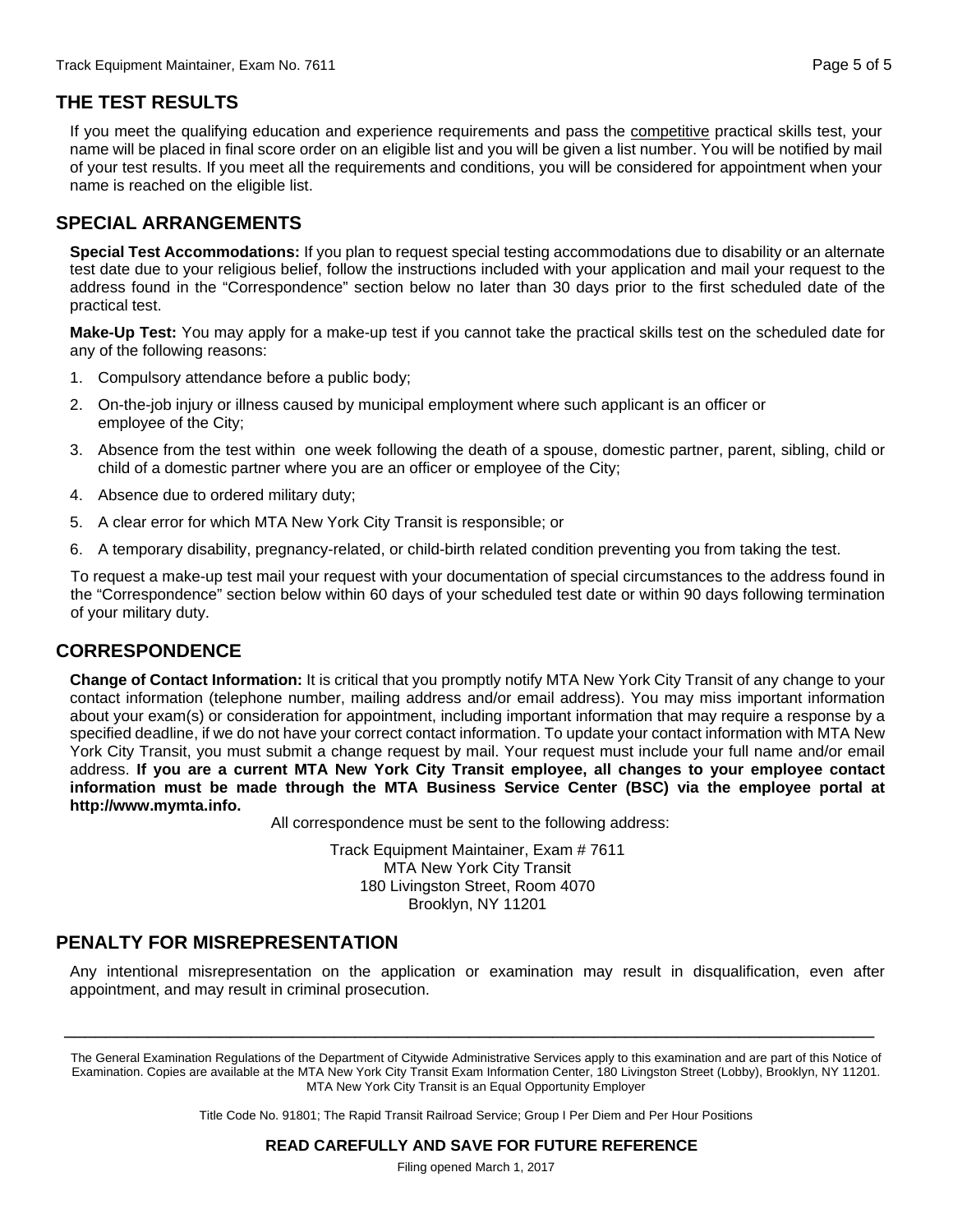## THE TEST RESULTS

If you meet the qualifying education and experience requirements and pass the competitive practical skills test, your name will be placed in final score order on an eligible list and you will be given a list number. You will be notified by mail of your test results. If you meet all the requirements and conditions, you will be considered for appointment when your name is reached on the eligible list.

## SPECIAL ARRANGEMENTS

**Special Test Accommodations:** If you plan to request special testing accommodations due to disability or an alternate test date due to your religious belief, follow the instructions included with your application and mail your request to the address found in the "Correspondence" section below no later than 30 days prior to the first scheduled date of the practical test.

**Make-Up Test:** You may apply for a make-up test if you cannot take the practical skills test on the scheduled date for any of the following reasons:

1. Compulsory attendance before a public body;
2. On-the-job injury or illness caused by municipal employment where such applicant is an officer or employee of the City;
3. Absence from the test within one week following the death of a spouse, domestic partner, parent, sibling, child or child of a domestic partner where you are an officer or employee of the City;
4. Absence due to ordered military duty;
5. A clear error for which MTA New York City Transit is responsible; or
6. A temporary disability, pregnancy-related, or child-birth related condition preventing you from taking the test.

To request a make-up test mail your request with your documentation of special circumstances to the address found in the "Correspondence" section below within 60 days of your scheduled test date or within 90 days following termination of your military duty.

## CORRESPONDENCE

**Change of Contact Information:** It is critical that you promptly notify MTA New York City Transit of any change to your contact information (telephone number, mailing address and/or email address). You may miss important information about your exam(s) or consideration for appointment, including important information that may require a response by a specified deadline, if we do not have your correct contact information. To update your contact information with MTA New York City Transit, you must submit a change request by mail. Your request must include your full name and/or email address. **If you are a current MTA New York City Transit employee, all changes to your employee contact information must be made through the MTA Business Service Center (BSC) via the employee portal at http://www.mymta.info.**

All correspondence must be sent to the following address:

Track Equipment Maintainer, Exam # 7611
MTA New York City Transit
180 Livingston Street, Room 4070
Brooklyn, NY 11201

## PENALTY FOR MISREPRESENTATION

Any intentional misrepresentation on the application or examination may result in disqualification, even after appointment, and may result in criminal prosecution.

---

The General Examination Regulations of the Department of Citywide Administrative Services apply to this examination and are part of this Notice of Examination. Copies are available at the MTA New York City Transit Exam Information Center, 180 Livingston Street (Lobby), Brooklyn, NY 11201. MTA New York City Transit is an Equal Opportunity Employer

Title Code No. 91801; The Rapid Transit Railroad Service; Group I Per Diem and Per Hour Positions

**READ CAREFULLY AND SAVE FOR FUTURE REFERENCE**

Filing opened March 1, 2017